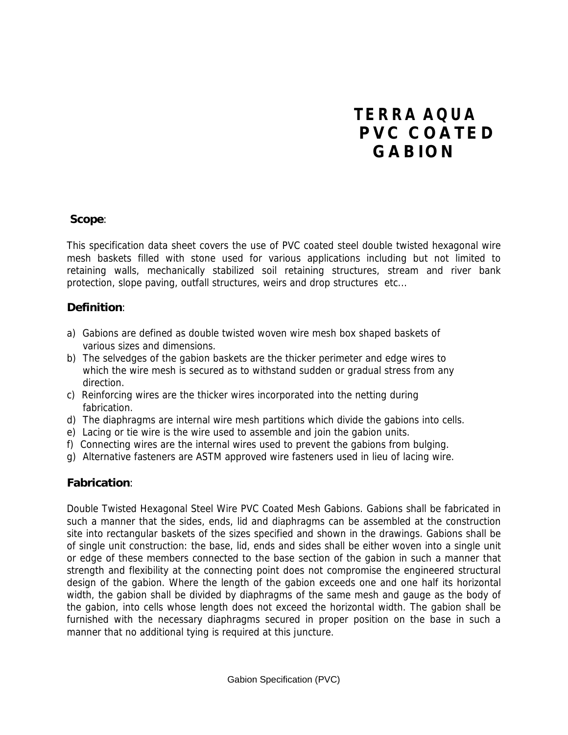# TERRA AQUA PVC COATED GABION

## Scope:

This specification data sheet covers the use of PVC coated steel double twisted hexagonal wire mesh baskets filled with stone used for various applications including but not limited to retaining walls, mechanically stabilized soil retaining structures, stream and river bank protection, slope paving, outfall structures, weirs and drop structures etc...

## Definition:

a) Gabions are defined as double twisted woven wire mesh box shaped baskets of various sizes and dimensions.
b) The selvedges of the gabion baskets are the thicker perimeter and edge wires to which the wire mesh is secured as to withstand sudden or gradual stress from any direction.
c) Reinforcing wires are the thicker wires incorporated into the netting during fabrication.
d) The diaphragms are internal wire mesh partitions which divide the gabions into cells.
e) Lacing or tie wire is the wire used to assemble and join the gabion units.
f) Connecting wires are the internal wires used to prevent the gabions from bulging.
g) Alternative fasteners are ASTM approved wire fasteners used in lieu of lacing wire.

## Fabrication:

Double Twisted Hexagonal Steel Wire PVC Coated Mesh Gabions. Gabions shall be fabricated in such a manner that the sides, ends, lid and diaphragms can be assembled at the construction site into rectangular baskets of the sizes specified and shown in the drawings. Gabions shall be of single unit construction: the base, lid, ends and sides shall be either woven into a single unit or edge of these members connected to the base section of the gabion in such a manner that strength and flexibility at the connecting point does not compromise the engineered structural design of the gabion. Where the length of the gabion exceeds one and one half its horizontal width, the gabion shall be divided by diaphragms of the same mesh and gauge as the body of the gabion, into cells whose length does not exceed the horizontal width. The gabion shall be furnished with the necessary diaphragms secured in proper position on the base in such a manner that no additional tying is required at this juncture.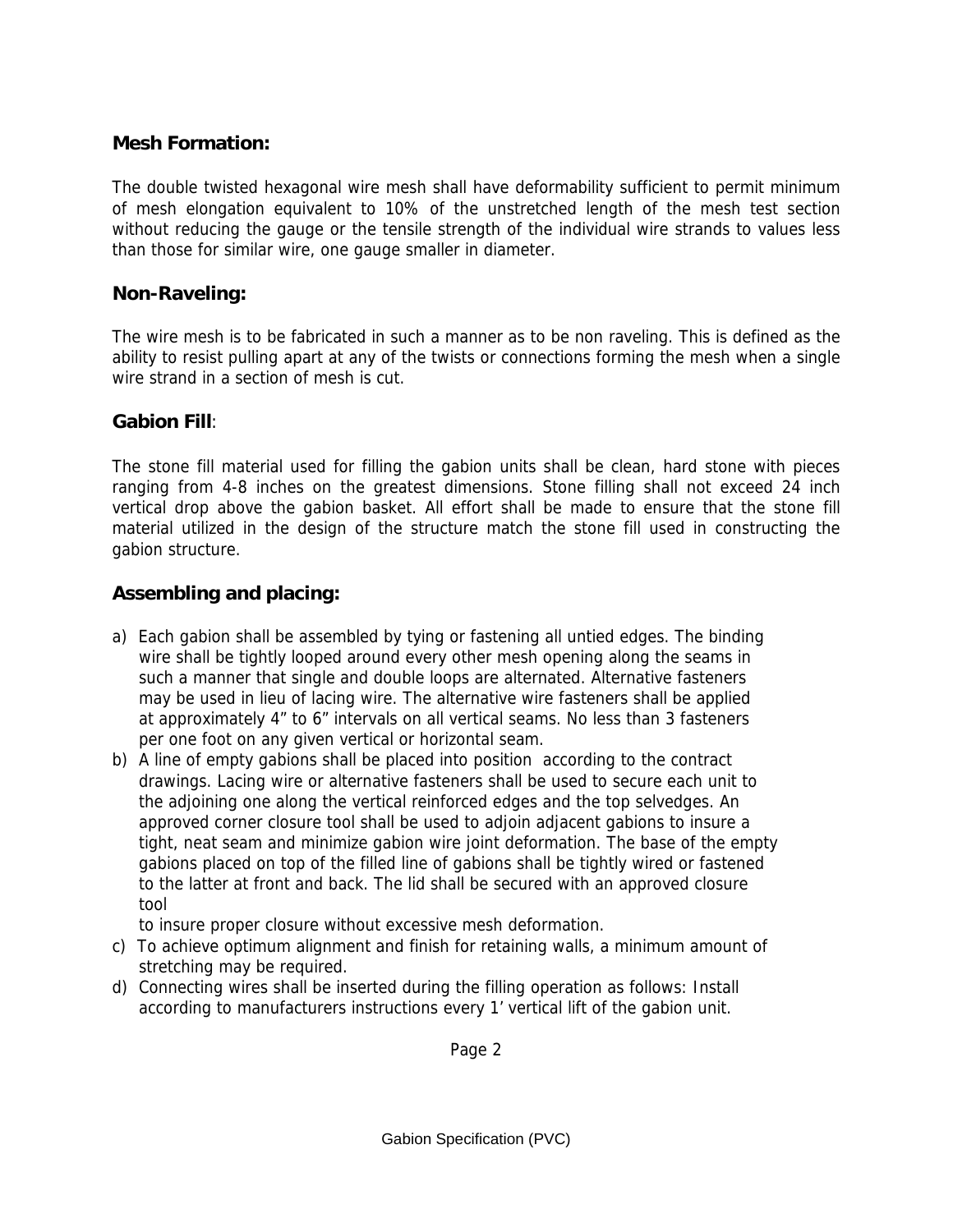## Mesh Formation:

The double twisted hexagonal wire mesh shall have deformability sufficient to permit minimum of mesh elongation equivalent to 10% of the unstretched length of the mesh test section without reducing the gauge or the tensile strength of the individual wire strands to values less than those for similar wire, one gauge smaller in diameter.

## Non-Raveling:

The wire mesh is to be fabricated in such a manner as to be non raveling. This is defined as the ability to resist pulling apart at any of the twists or connections forming the mesh when a single wire strand in a section of mesh is cut.

## Gabion Fill:

The stone fill material used for filling the gabion units shall be clean, hard stone with pieces ranging from 4-8 inches on the greatest dimensions. Stone filling shall not exceed 24 inch vertical drop above the gabion basket. All effort shall be made to ensure that the stone fill material utilized in the design of the structure match the stone fill used in constructing the gabion structure.

## Assembling and placing:

a) Each gabion shall be assembled by tying or fastening all untied edges. The binding wire shall be tightly looped around every other mesh opening along the seams in such a manner that single and double loops are alternated. Alternative fasteners may be used in lieu of lacing wire. The alternative wire fasteners shall be applied at approximately 4" to 6" intervals on all vertical seams. No less than 3 fasteners per one foot on any given vertical or horizontal seam.
b) A line of empty gabions shall be placed into position according to the contract drawings. Lacing wire or alternative fasteners shall be used to secure each unit to the adjoining one along the vertical reinforced edges and the top selvedges. An approved corner closure tool shall be used to adjoin adjacent gabions to insure a tight, neat seam and minimize gabion wire joint deformation. The base of the empty gabions placed on top of the filled line of gabions shall be tightly wired or fastened to the latter at front and back. The lid shall be secured with an approved closure tool to insure proper closure without excessive mesh deformation.
c) To achieve optimum alignment and finish for retaining walls, a minimum amount of stretching may be required.
d) Connecting wires shall be inserted during the filling operation as follows: Install according to manufacturers instructions every 1' vertical lift of the gabion unit.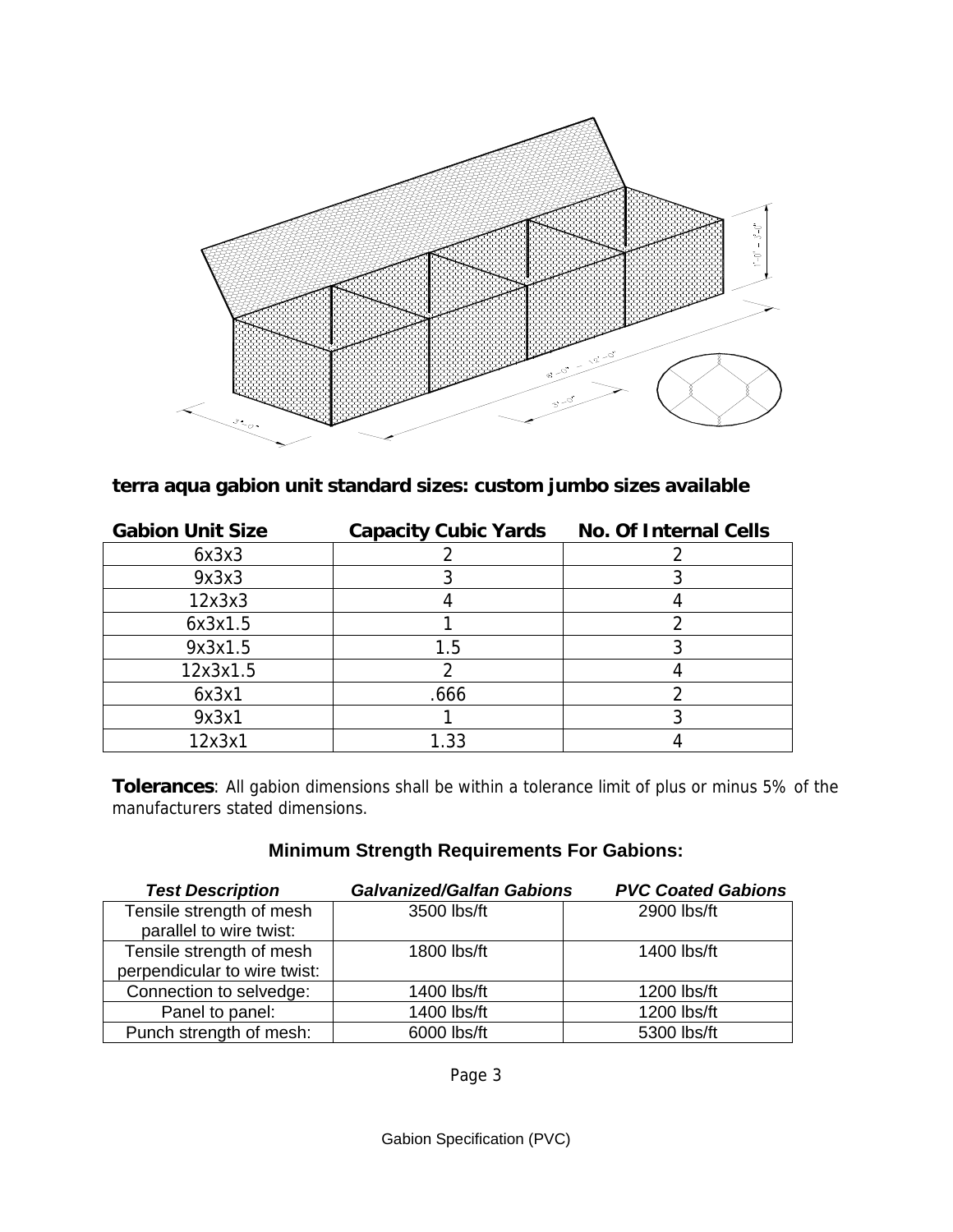**terra aqua gabion unit standard sizes: custom jumbo sizes available**

| Gabion Unit Size | Capacity Cubic Yards | No. Of Internal Cells |
|---|---|---|
| 6x3x3 | 2 | 2 |
| 9x3x3 | 3 | 3 |
| 12x3x3 | 4 | 4 |
| 6x3x1.5 | 1 | 2 |
| 9x3x1.5 | 1.5 | 3 |
| 12x3x1.5 | 2 | 4 |
| 6x3x1 | .666 | 2 |
| 9x3x1 | 1 | 3 |
| 12x3x1 | 1.33 | 4 |

**Tolerances**: All gabion dimensions shall be within a tolerance limit of plus or minus 5% of the manufacturers stated dimensions.

### Minimum Strength Requirements For Gabions:

| *Test Description* | *Galvanized/Galfan Gabions* | *PVC Coated Gabions* |
|---|---|---|
| Tensile strength of mesh parallel to wire twist: | 3500 lbs/ft | 2900 lbs/ft |
| Tensile strength of mesh perpendicular to wire twist: | 1800 lbs/ft | 1400 lbs/ft |
| Connection to selvedge: | 1400 lbs/ft | 1200 lbs/ft |
| Panel to panel: | 1400 lbs/ft | 1200 lbs/ft |
| Punch strength of mesh: | 6000 lbs/ft | 5300 lbs/ft |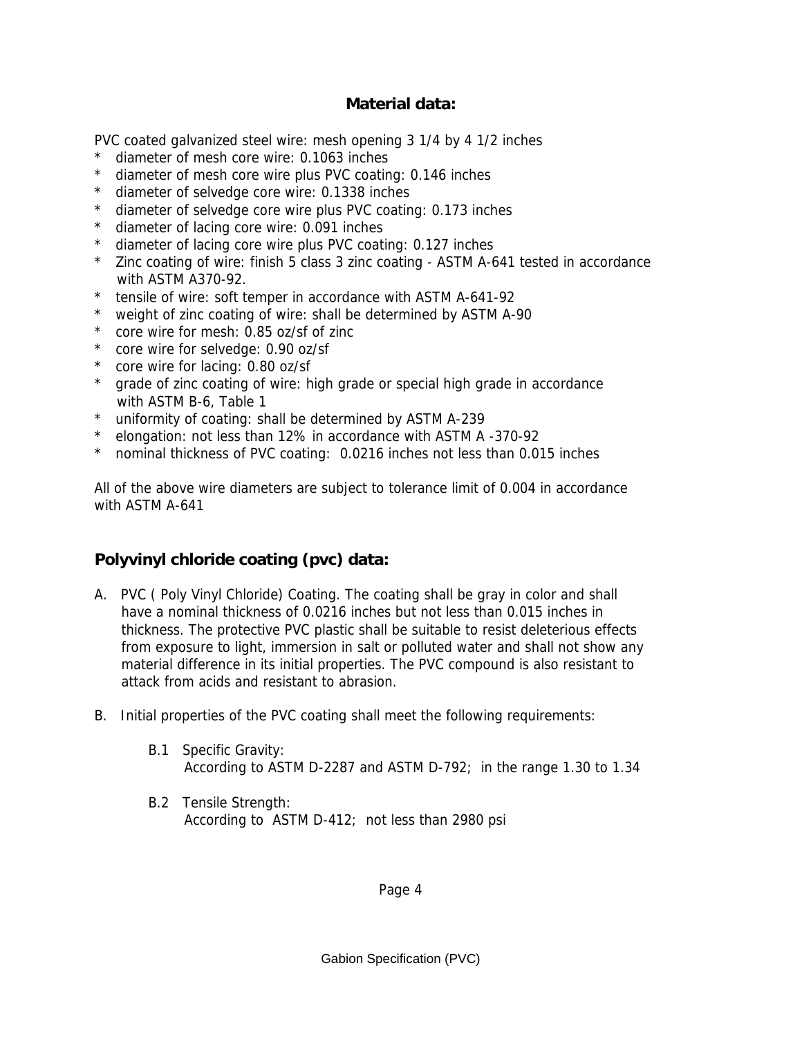## Material data:

PVC coated galvanized steel wire: mesh opening 3 1/4 by 4 1/2 inches

* diameter of mesh core wire: 0.1063 inches
* diameter of mesh core wire plus PVC coating: 0.146 inches
* diameter of selvedge core wire: 0.1338 inches
* diameter of selvedge core wire plus PVC coating: 0.173 inches
* diameter of lacing core wire: 0.091 inches
* diameter of lacing core wire plus PVC coating: 0.127 inches
* Zinc coating of wire: finish 5 class 3 zinc coating - ASTM A-641 tested in accordance with ASTM A370-92.
* tensile of wire: soft temper in accordance with ASTM A-641-92
* weight of zinc coating of wire: shall be determined by ASTM A-90
* core wire for mesh: 0.85 oz/sf of zinc
* core wire for selvedge: 0.90 oz/sf
* core wire for lacing: 0.80 oz/sf
* grade of zinc coating of wire: high grade or special high grade in accordance with ASTM B-6, Table 1
* uniformity of coating: shall be determined by ASTM A-239
* elongation: not less than 12% in accordance with ASTM A -370-92
* nominal thickness of PVC coating: 0.0216 inches not less than 0.015 inches

All of the above wire diameters are subject to tolerance limit of 0.004 in accordance with ASTM A-641

## Polyvinyl chloride coating (pvc) data:

A. PVC ( Poly Vinyl Chloride) Coating. The coating shall be gray in color and shall have a nominal thickness of 0.0216 inches but not less than 0.015 inches in thickness. The protective PVC plastic shall be suitable to resist deleterious effects from exposure to light, immersion in salt or polluted water and shall not show any material difference in its initial properties. The PVC compound is also resistant to attack from acids and resistant to abrasion.

B. Initial properties of the PVC coating shall meet the following requirements:

B.1 Specific Gravity:
According to ASTM D-2287 and ASTM D-792; in the range 1.30 to 1.34

B.2 Tensile Strength:
According to ASTM D-412; not less than 2980 psi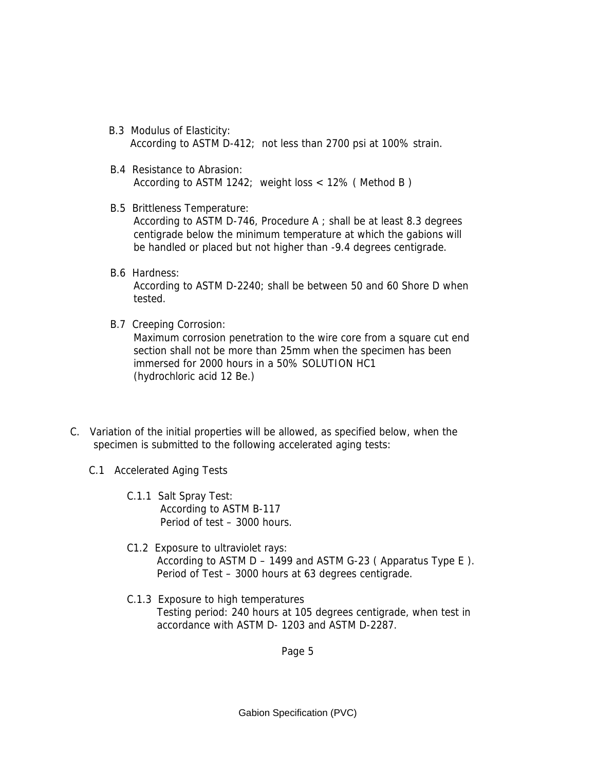B.3 Modulus of Elasticity:
According to ASTM D-412; not less than 2700 psi at 100% strain.

B.4 Resistance to Abrasion:
According to ASTM 1242; weight loss < 12% ( Method B )

B.5 Brittleness Temperature:
According to ASTM D-746, Procedure A ; shall be at least 8.3 degrees centigrade below the minimum temperature at which the gabions will be handled or placed but not higher than -9.4 degrees centigrade.

B.6 Hardness:
According to ASTM D-2240; shall be between 50 and 60 Shore D when tested.

B.7 Creeping Corrosion:
Maximum corrosion penetration to the wire core from a square cut end section shall not be more than 25mm when the specimen has been immersed for 2000 hours in a 50% SOLUTION HC1
(hydrochloric acid 12 Be.)

C. Variation of the initial properties will be allowed, as specified below, when the specimen is submitted to the following accelerated aging tests:

C.1 Accelerated Aging Tests

C.1.1 Salt Spray Test:
According to ASTM B-117
Period of test – 3000 hours.

C1.2 Exposure to ultraviolet rays:
According to ASTM D – 1499 and ASTM G-23 ( Apparatus Type E ).
Period of Test – 3000 hours at 63 degrees centigrade.

C.1.3 Exposure to high temperatures
Testing period: 240 hours at 105 degrees centigrade, when test in accordance with ASTM D- 1203 and ASTM D-2287.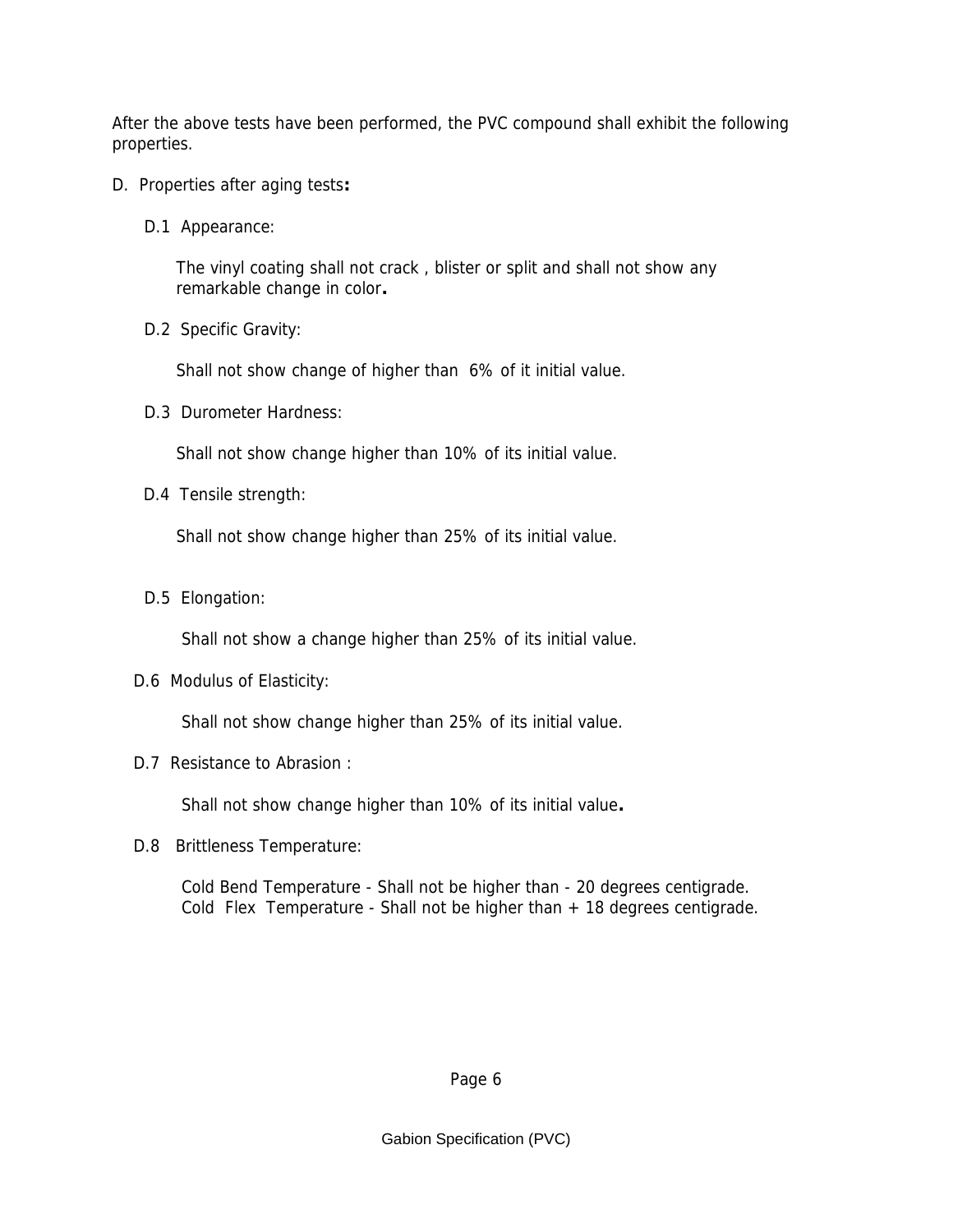After the above tests have been performed, the PVC compound shall exhibit the following properties.

D. Properties after aging tests**:**

D.1 Appearance:

The vinyl coating shall not crack , blister or split and shall not show any remarkable change in color**.**

D.2 Specific Gravity:

Shall not show change of higher than 6% of it initial value.

D.3 Durometer Hardness:

Shall not show change higher than 10% of its initial value.

D.4 Tensile strength:

Shall not show change higher than 25% of its initial value.

D.5 Elongation:

Shall not show a change higher than 25% of its initial value.

D.6 Modulus of Elasticity:

Shall not show change higher than 25% of its initial value.

D.7 Resistance to Abrasion :

Shall not show change higher than 10% of its initial value**.**

D.8 Brittleness Temperature:

Cold Bend Temperature - Shall not be higher than - 20 degrees centigrade.
Cold Flex Temperature - Shall not be higher than + 18 degrees centigrade.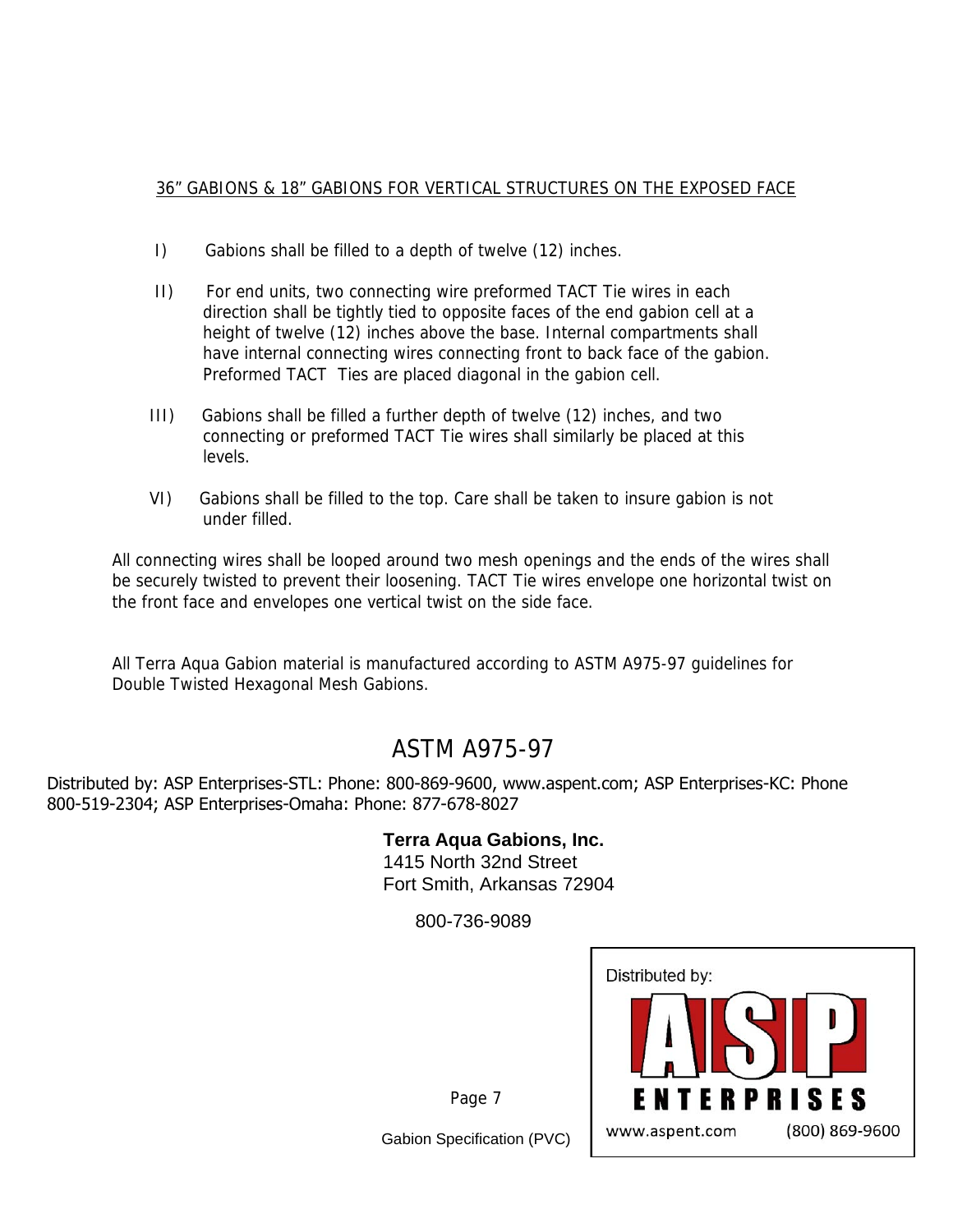36" GABIONS & 18" GABIONS FOR VERTICAL STRUCTURES ON THE EXPOSED FACE

I) Gabions shall be filled to a depth of twelve (12) inches.

II) For end units, two connecting wire preformed TACT Tie wires in each direction shall be tightly tied to opposite faces of the end gabion cell at a height of twelve (12) inches above the base. Internal compartments shall have internal connecting wires connecting front to back face of the gabion. Preformed TACT Ties are placed diagonal in the gabion cell.

III) Gabions shall be filled a further depth of twelve (12) inches, and two connecting or preformed TACT Tie wires shall similarly be placed at this levels.

VI) Gabions shall be filled to the top. Care shall be taken to insure gabion is not under filled.

All connecting wires shall be looped around two mesh openings and the ends of the wires shall be securely twisted to prevent their loosening. TACT Tie wires envelope one horizontal twist on the front face and envelopes one vertical twist on the side face.

All Terra Aqua Gabion material is manufactured according to ASTM A975-97 guidelines for Double Twisted Hexagonal Mesh Gabions.

## ASTM A975-97

Distributed by: ASP Enterprises-STL: Phone: 800-869-9600, www.aspent.com; ASP Enterprises-KC: Phone 800-519-2304; ASP Enterprises-Omaha: Phone: 877-678-8027

**Terra Aqua Gabions, Inc.**
1415 North 32nd Street
Fort Smith, Arkansas 72904

800-736-9089

Distributed by:
ASP ENTERPRISES
www.aspent.com (800) 869-9600

Gabion Specification (PVC)